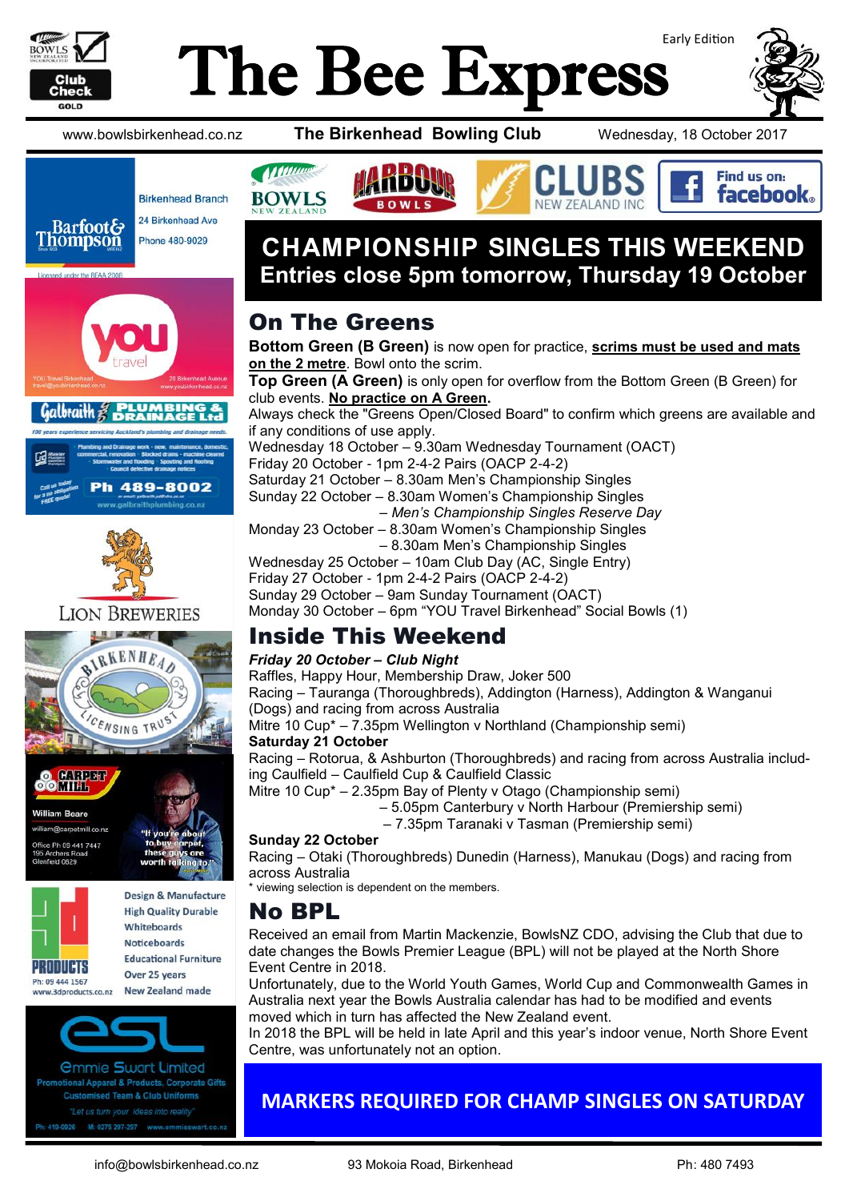# The Bee Express

Early Edition

www.bowlsbirkenhead.co.nz | **The Birkenhead Bowling Club** | Wednesday, 18 October 2017

## CHAMPIONSHIP SINGLES THIS WEEKEND
**Entries close 5pm tomorrow, Thursday 19 October**

## On The Greens

**Bottom Green (B Green)** is now open for practice, **scrims must be used and mats on the 2 metre**. Bowl onto the scrim.

**Top Green (A Green)** is only open for overflow from the Bottom Green (B Green) for club events. **No practice on A Green.**

Always check the "Greens Open/Closed Board" to confirm which greens are available and if any conditions of use apply.

Wednesday 18 October – 9.30am Wednesday Tournament (OACT)
Friday 20 October - 1pm 2-4-2 Pairs (OACP 2-4-2)
Saturday 21 October – 8.30am Men's Championship Singles
Sunday 22 October – 8.30am Women's Championship Singles
– *Men's Championship Singles Reserve Day*
Monday 23 October – 8.30am Women's Championship Singles
– 8.30am Men's Championship Singles
Wednesday 25 October – 10am Club Day (AC, Single Entry)
Friday 27 October - 1pm 2-4-2 Pairs (OACP 2-4-2)
Sunday 29 October – 9am Sunday Tournament (OACT)
Monday 30 October – 6pm "YOU Travel Birkenhead" Social Bowls (1)

## Inside This Weekend

***Friday 20 October – Club Night***

Raffles, Happy Hour, Membership Draw, Joker 500
Racing – Tauranga (Thoroughbreds), Addington (Harness), Addington & Wanganui (Dogs) and racing from across Australia
Mitre 10 Cup* – 7.35pm Wellington v Northland (Championship semi)

**Saturday 21 October**

Racing – Rotorua, & Ashburton (Thoroughbreds) and racing from across Australia including Caulfield – Caulfield Cup & Caulfield Classic
Mitre 10 Cup* – 2.35pm Bay of Plenty v Otago (Championship semi)
– 5.05pm Canterbury v North Harbour (Premiership semi)
– 7.35pm Taranaki v Tasman (Premiership semi)

**Sunday 22 October**

Racing – Otaki (Thoroughbreds) Dunedin (Harness), Manukau (Dogs) and racing from across Australia

* viewing selection is dependent on the members.

## No BPL

Received an email from Martin Mackenzie, BowlsNZ CDO, advising the Club that due to date changes the Bowls Premier League (BPL) will not be played at the North Shore Event Centre in 2018.

Unfortunately, due to the World Youth Games, World Cup and Commonwealth Games in Australia next year the Bowls Australia calendar has had to be modified and events moved which in turn has affected the New Zealand event.

In 2018 the BPL will be held in late April and this year's indoor venue, North Shore Event Centre, was unfortunately not an option.

**MARKERS REQUIRED FOR CHAMP SINGLES ON SATURDAY**

---

Barfoot & Thompson — Birkenhead Branch, 24 Birkenhead Ave, Phone 480-9029

YOU travel — YOU Travel Birkenhead, 20 Birkenhead Avenue

Galbraith Plumbing & Drainage Ltd — Ph 489-8002

Lion Breweries

Birkenhead Licensing Trust

Carpet Mill — William Boare, Office Ph 09 441 7447, 195 Archers Road, Glenfield 0629

3D Products — Ph: 09 444 1567, www.3dproducts.co.nz — Design & Manufacture, High Quality Durable Whiteboards, Noticeboards, Educational Furniture, Over 25 years, New Zealand made

Emmie Swart Limited — Promotional Apparel & Products, Corporate Gifts, Customised Team & Club Uniforms — Ph: 419-0926, M: 0275 297-297, www.emmieswart.co.nz

info@bowlsbirkenhead.co.nz | 93 Mokoia Road, Birkenhead | Ph: 480 7493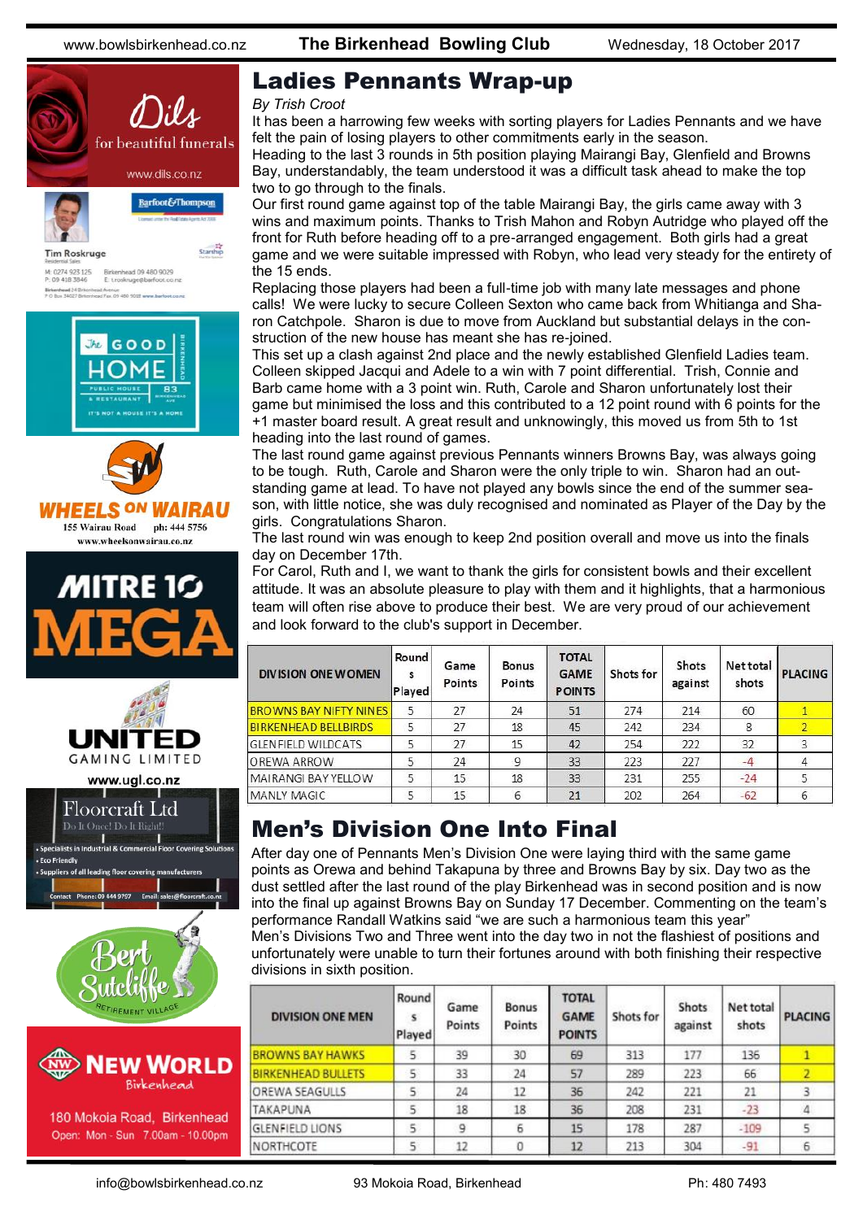## Ladies Pennants Wrap-up

*By Trish Croot*

It has been a harrowing few weeks with sorting players for Ladies Pennants and we have felt the pain of losing players to other commitments early in the season.

Heading to the last 3 rounds in 5th position playing Mairangi Bay, Glenfield and Browns Bay, understandably, the team understood it was a difficult task ahead to make the top two to go through to the finals.

Our first round game against top of the table Mairangi Bay, the girls came away with 3 wins and maximum points. Thanks to Trish Mahon and Robyn Autridge who played off the front for Ruth before heading off to a pre-arranged engagement. Both girls had a great game and we were suitable impressed with Robyn, who lead very steady for the entirety of the 15 ends.

Replacing those players had been a full-time job with many late messages and phone calls! We were lucky to secure Colleen Sexton who came back from Whitianga and Sharon Catchpole. Sharon is due to move from Auckland but substantial delays in the construction of the new house has meant she has re-joined.

This set up a clash against 2nd place and the newly established Glenfield Ladies team. Colleen skipped Jacqui and Adele to a win with 7 point differential. Trish, Connie and Barb came home with a 3 point win. Ruth, Carole and Sharon unfortunately lost their game but minimised the loss and this contributed to a 12 point round with 6 points for the +1 master board result. A great result and unknowingly, this moved us from 5th to 1st heading into the last round of games.

The last round game against previous Pennants winners Browns Bay, was always going to be tough. Ruth, Carole and Sharon were the only triple to win. Sharon had an outstanding game at lead. To have not played any bowls since the end of the summer season, with little notice, she was duly recognised and nominated as Player of the Day by the girls. Congratulations Sharon.

The last round win was enough to keep 2nd position overall and move us into the finals day on December 17th.

For Carol, Ruth and I, we want to thank the girls for consistent bowls and their excellent attitude. It was an absolute pleasure to play with them and it highlights, that a harmonious team will often rise above to produce their best. We are very proud of our achievement and look forward to the club's support in December.

| DIVISION ONE WOMEN | Rounds Played | Game Points | Bonus Points | TOTAL GAME POINTS | Shots for | Shots against | Net total shots | PLACING |
|---|---|---|---|---|---|---|---|---|
| BROWNS BAY NIFTY NINES | 5 | 27 | 24 | 51 | 274 | 214 | 60 | 1 |
| BIRKENHEAD BELLBIRDS | 5 | 27 | 18 | 45 | 242 | 234 | 8 | 2 |
| GLENFIELD WILDCATS | 5 | 27 | 15 | 42 | 254 | 222 | 32 | 3 |
| OREWA ARROW | 5 | 24 | 9 | 33 | 223 | 227 | -4 | 4 |
| MAIRANGI BAY YELLOW | 5 | 15 | 18 | 33 | 231 | 255 | -24 | 5 |
| MANLY MAGIC | 5 | 15 | 6 | 21 | 202 | 264 | -62 | 6 |

## Men's Division One Into Final

After day one of Pennants Men's Division One were laying third with the same game points as Orewa and behind Takapuna by three and Browns Bay by six. Day two as the dust settled after the last round of the play Birkenhead was in second position and is now into the final up against Browns Bay on Sunday 17 December. Commenting on the team's performance Randall Watkins said "we are such a harmonious team this year"

Men's Divisions Two and Three went into the day two in not the flashiest of positions and unfortunately were unable to turn their fortunes around with both finishing their respective divisions in sixth position.

| DIVISION ONE MEN | Rounds Played | Game Points | Bonus Points | TOTAL GAME POINTS | Shots for | Shots against | Net total shots | PLACING |
|---|---|---|---|---|---|---|---|---|
| BROWNS BAY HAWKS | 5 | 39 | 30 | 69 | 313 | 177 | 136 | 1 |
| BIRKENHEAD BULLETS | 5 | 33 | 24 | 57 | 289 | 223 | 66 | 2 |
| OREWA SEAGULLS | 5 | 24 | 12 | 36 | 242 | 221 | 21 | 3 |
| TAKAPUNA | 5 | 18 | 18 | 36 | 208 | 231 | -23 | 4 |
| GLENFIELD LIONS | 5 | 9 | 6 | 15 | 178 | 287 | -109 | 5 |
| NORTHCOTE | 5 | 12 | 0 | 12 | 213 | 304 | -91 | 6 |

Dils for beautiful funerals www.dils.co.nz

Tim Roskruge — Barfoot & Thompson — M: 0274 923 125 P: 09 418 3846 Birkenhead 09 480 9029 E: t.roskruge@barfoot.co.nz

The GOOD HOME Birkenhead — Public House & Restaurant — 83 Birkenhead Ave — It's not a house it's a home

WHEELS ON WAIRAU — 155 Wairau Road ph: 444 5756 www.wheelsonwairau.co.nz

MITRE 10 MEGA

UNITED GAMING LIMITED www.ugl.co.nz

Floorcraft Ltd — Do It Once! Do It Right!
- Specialists in Industrial & Commercial Floor Covering Solutions
- Eco Friendly
- Suppliers of all leading floor covering manufacturers

Contact Phone: 09 444 9757 Email: sales@floorcraft.co.nz

Bert Sutcliffe Retirement Village

New World Birkenhead — 180 Mokoia Road, Birkenhead — Open: Mon - Sun 7.00am - 10.00pm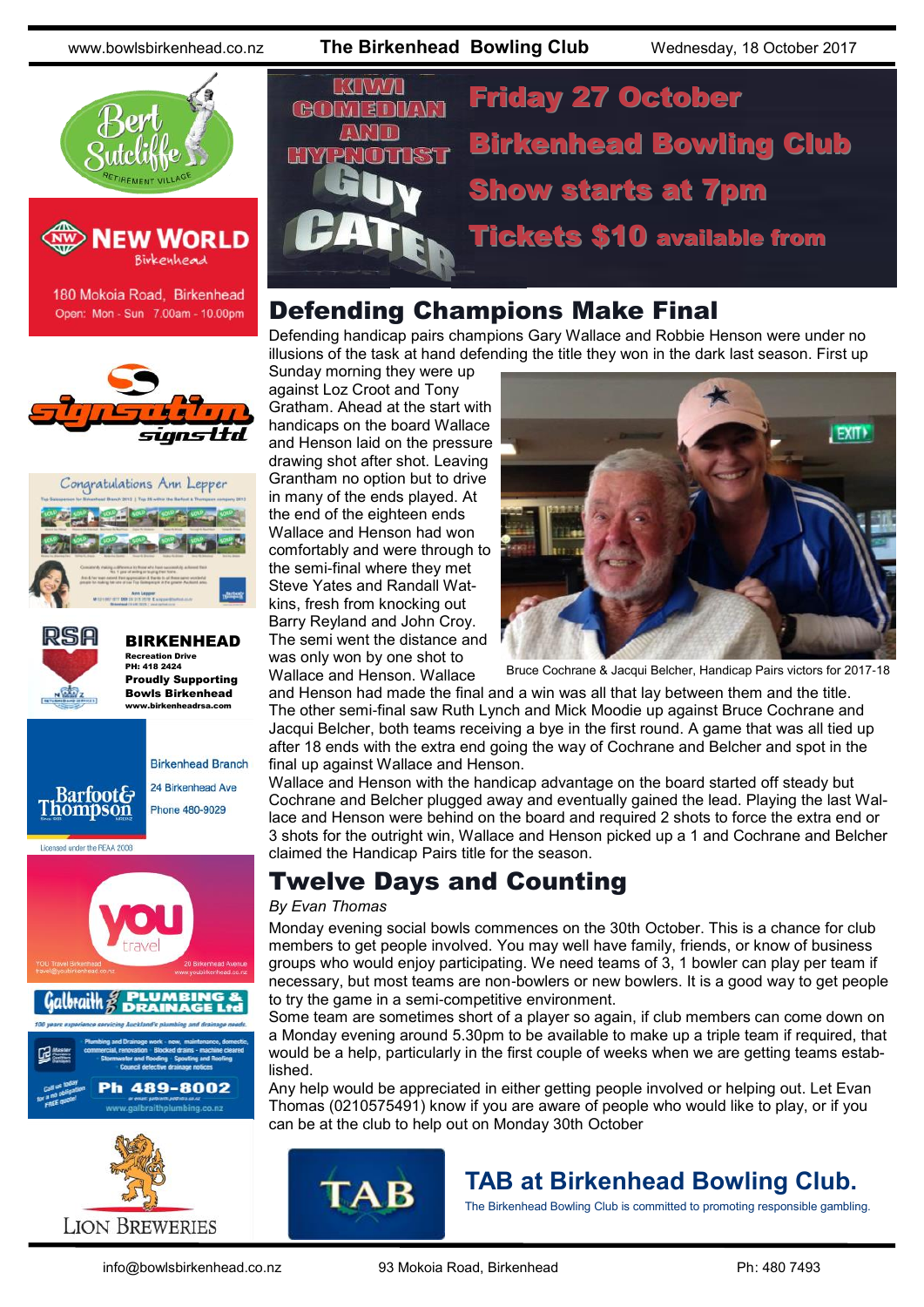KIWI COMEDIAN AND HYPNOTIST GUY CATER

Friday 27 October

Birkenhead Bowling Club

Show starts at 7pm

Tickets $10 available from

## Defending Champions Make Final

Defending handicap pairs champions Gary Wallace and Robbie Henson were under no illusions of the task at hand defending the title they won in the dark last season. First up Sunday morning they were up against Loz Croot and Tony Gratham. Ahead at the start with handicaps on the board Wallace and Henson laid on the pressure drawing shot after shot. Leaving Grantham no option but to drive in many of the ends played. At the end of the eighteen ends Wallace and Henson had won comfortably and were through to the semi-final where they met Steve Yates and Randall Watkins, fresh from knocking out Barry Reyland and John Croy. The semi went the distance and was only won by one shot to Wallace and Henson. Wallace and Henson had made the final and a win was all that lay between them and the title.

Bruce Cochrane & Jacqui Belcher, Handicap Pairs victors for 2017-18

The other semi-final saw Ruth Lynch and Mick Moodie up against Bruce Cochrane and Jacqui Belcher, both teams receiving a bye in the first round. A game that was all tied up after 18 ends with the extra end going the way of Cochrane and Belcher and spot in the final up against Wallace and Henson.

Wallace and Henson with the handicap advantage on the board started off steady but Cochrane and Belcher plugged away and eventually gained the lead. Playing the last Wallace and Henson were behind on the board and required 2 shots to force the extra end or 3 shots for the outright win, Wallace and Henson picked up a 1 and Cochrane and Belcher claimed the Handicap Pairs title for the season.

## Twelve Days and Counting

*By Evan Thomas*

Monday evening social bowls commences on the 30th October. This is a chance for club members to get people involved. You may well have family, friends, or know of business groups who would enjoy participating. We need teams of 3, 1 bowler can play per team if necessary, but most teams are non-bowlers or new bowlers. It is a good way to get people to try the game in a semi-competitive environment.

Some team are sometimes short of a player so again, if club members can come down on a Monday evening around 5.30pm to be available to make up a triple team if required, that would be a help, particularly in the first couple of weeks when we are getting teams established.

Any help would be appreciated in either getting people involved or helping out. Let Evan Thomas (0210575491) know if you are aware of people who would like to play, or if you can be at the club to help out on Monday 30th October

## TAB at Birkenhead Bowling Club.

The Birkenhead Bowling Club is committed to promoting responsible gambling.

Bert Sutcliffe Retirement Village

NEW WORLD Birkenhead

180 Mokoia Road, Birkenhead
Open: Mon - Sun 7.00am - 10.00pm

signsation signs ltd

Congratulations Ann Lepper

RSA **BIRKENHEAD**
Recreation Drive
PH: 418 2424
**Proudly Supporting Bowls Birkenhead**
www.birkenheadrsa.com

Barfoot & Thompson
Birkenhead Branch
24 Birkenhead Ave
Phone 480-9029
Licensed under the REAA 2008

you travel
YOU Travel Birkenhead
travel@youbirkenhead.co.nz
20 Birkenhead Avenue
www.youbirkenhead.co.nz

Galbraith PLUMBING & DRAINAGE Ltd
100 years experience servicing Auckland's plumbing and drainage needs.
Plumbing and Drainage work - new, maintenance, domestic, commercial, renovation · Blocked drains - machine cleared · Stormwater and flooding · Spouting and Roofing · Council defective drainage notices
Call us today for a no obligation FREE quote!
Ph 489-8002
www.galbraithplumbing.co.nz

LION BREWERIES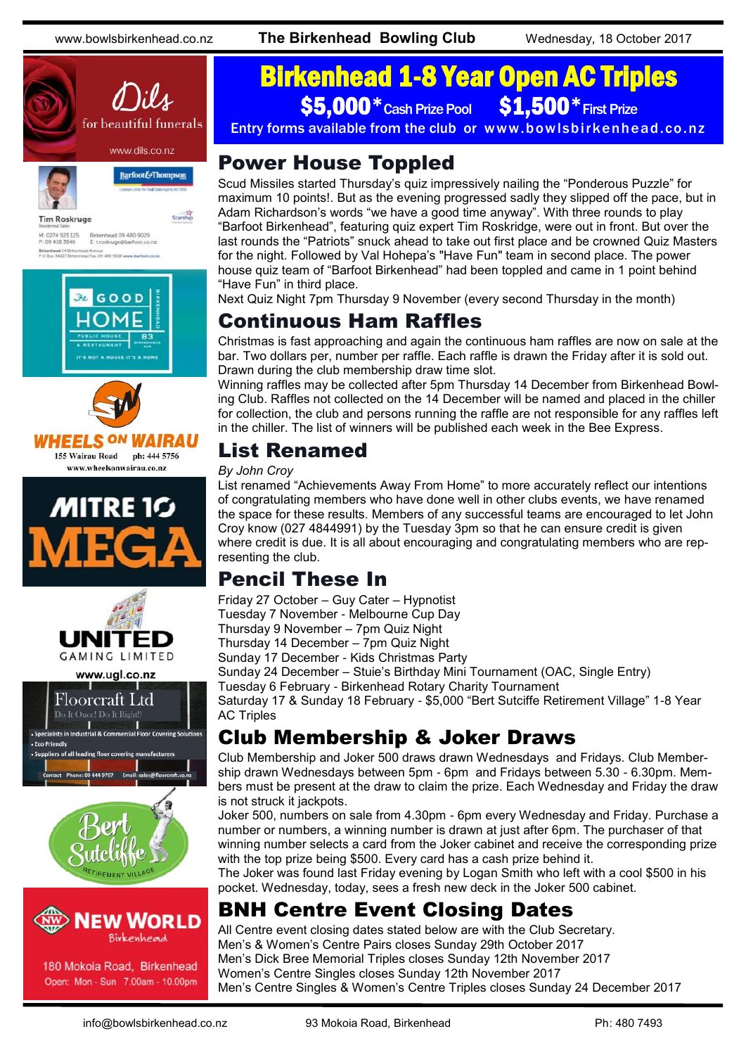# Birkenhead 1-8 Year Open AC Triples

**$5,000* Cash Prize Pool $1,500* First Prize**

Entry forms available from the club or www.bowlsbirkenhead.co.nz

## Power House Toppled

Scud Missiles started Thursday's quiz impressively nailing the "Ponderous Puzzle" for maximum 10 points!. But as the evening progressed sadly they slipped off the pace, but in Adam Richardson's words "we have a good time anyway". With three rounds to play "Barfoot Birkenhead", featuring quiz expert Tim Roskridge, were out in front. But over the last rounds the "Patriots" snuck ahead to take out first place and be crowned Quiz Masters for the night. Followed by Val Hohepa's "Have Fun" team in second place. The power house quiz team of "Barfoot Birkenhead" had been toppled and came in 1 point behind "Have Fun" in third place.

Next Quiz Night 7pm Thursday 9 November (every second Thursday in the month)

## Continuous Ham Raffles

Christmas is fast approaching and again the continuous ham raffles are now on sale at the bar. Two dollars per, number per raffle. Each raffle is drawn the Friday after it is sold out. Drawn during the club membership draw time slot.

Winning raffles may be collected after 5pm Thursday 14 December from Birkenhead Bowling Club. Raffles not collected on the 14 December will be named and placed in the chiller for collection, the club and persons running the raffle are not responsible for any raffles left in the chiller. The list of winners will be published each week in the Bee Express.

## List Renamed

*By John Croy*

List renamed "Achievements Away From Home" to more accurately reflect our intentions of congratulating members who have done well in other clubs events, we have renamed the space for these results. Members of any successful teams are encouraged to let John Croy know (027 4844991) by the Tuesday 3pm so that he can ensure credit is given where credit is due. It is all about encouraging and congratulating members who are representing the club.

## Pencil These In

Friday 27 October – Guy Cater – Hypnotist
Tuesday 7 November - Melbourne Cup Day
Thursday 9 November – 7pm Quiz Night
Thursday 14 December – 7pm Quiz Night
Sunday 17 December - Kids Christmas Party
Sunday 24 December – Stuie's Birthday Mini Tournament (OAC, Single Entry)
Tuesday 6 February - Birkenhead Rotary Charity Tournament
Saturday 17 & Sunday 18 February - $5,000 "Bert Sutcliffe Retirement Village" 1-8 Year AC Triples

## Club Membership & Joker Draws

Club Membership and Joker 500 draws drawn Wednesdays and Fridays. Club Membership drawn Wednesdays between 5pm - 6pm and Fridays between 5.30 - 6.30pm. Members must be present at the draw to claim the prize. Each Wednesday and Friday the draw is not struck it jackpots.

Joker 500, numbers on sale from 4.30pm - 6pm every Wednesday and Friday. Purchase a number or numbers, a winning number is drawn at just after 6pm. The purchaser of that winning number selects a card from the Joker cabinet and receive the corresponding prize with the top prize being $500. Every card has a cash prize behind it.

The Joker was found last Friday evening by Logan Smith who left with a cool $500 in his pocket. Wednesday, today, sees a fresh new deck in the Joker 500 cabinet.

## BNH Centre Event Closing Dates

All Centre event closing dates stated below are with the Club Secretary.
Men's & Women's Centre Pairs closes Sunday 29th October 2017
Men's Dick Bree Memorial Triples closes Sunday 12th November 2017
Women's Centre Singles closes Sunday 12th November 2017
Men's Centre Singles & Women's Centre Triples closes Sunday 24 December 2017

Dils for beautiful funerals — www.dils.co.nz

Barfoot & Thompson — Tim Roskruge, Residential Sales. M: 0274 923 125, P: 09 418 3846, Birkenhead 09 480 9029, E: t.roskruge@barfoot.co.nz

The Good Home Birkenhead — Public House & Restaurant, 83 Birkenhead Ave. It's not a house it's a home

Wheels on Wairau — 155 Wairau Road, ph: 444 5756, www.wheelsonwairau.co.nz

Mitre 10 Mega

United Gaming Limited — www.ugl.co.nz

Floorcraft Ltd — Do It Once! Do It Right!! Specialists in Industrial & Commercial Floor Covering Solutions. Eco Friendly. Suppliers of all leading floor covering manufacturers. Contact Phone: 09 444 9797 Email: sales@floorcraft.co.nz

Bert Sutcliffe Retirement Village

New World Birkenhead — 180 Mokoia Road, Birkenhead. Open: Mon - Sun 7.00am - 10.00pm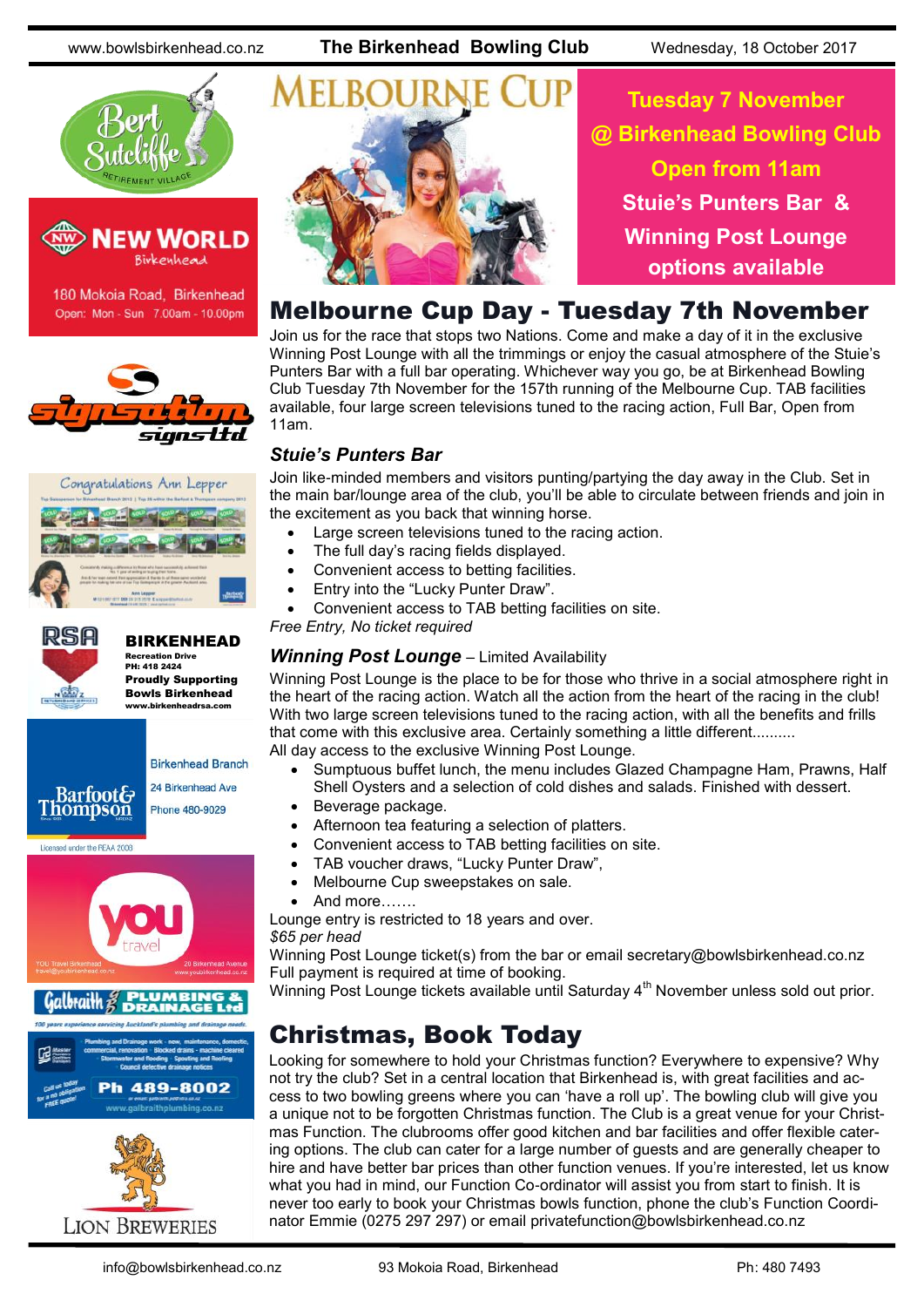# Melbourne Cup

**Tuesday 7 November**
**@ Birkenhead Bowling Club**
**Open from 11am**
**Stuie's Punters Bar & Winning Post Lounge options available**

## Melbourne Cup Day - Tuesday 7th November

Join us for the race that stops two Nations. Come and make a day of it in the exclusive Winning Post Lounge with all the trimmings or enjoy the casual atmosphere of the Stuie's Punters Bar with a full bar operating. Whichever way you go, be at Birkenhead Bowling Club Tuesday 7th November for the 157th running of the Melbourne Cup. TAB facilities available, four large screen televisions tuned to the racing action, Full Bar, Open from 11am.

### *Stuie's Punters Bar*

Join like-minded members and visitors punting/partying the day away in the Club. Set in the main bar/lounge area of the club, you'll be able to circulate between friends and join in the excitement as you back that winning horse.

- Large screen televisions tuned to the racing action.
- The full day's racing fields displayed.
- Convenient access to betting facilities.
- Entry into the "Lucky Punter Draw".
- Convenient access to TAB betting facilities on site.

*Free Entry, No ticket required*

### *Winning Post Lounge* – Limited Availability

Winning Post Lounge is the place to be for those who thrive in a social atmosphere right in the heart of the racing action. Watch all the action from the heart of the racing in the club! With two large screen televisions tuned to the racing action, with all the benefits and frills that come with this exclusive area. Certainly something a little different..........

All day access to the exclusive Winning Post Lounge.

- Sumptuous buffet lunch, the menu includes Glazed Champagne Ham, Prawns, Half Shell Oysters and a selection of cold dishes and salads. Finished with dessert.
- Beverage package.
- Afternoon tea featuring a selection of platters.
- Convenient access to TAB betting facilities on site.
- TAB voucher draws, "Lucky Punter Draw",
- Melbourne Cup sweepstakes on sale.
- And more…….

Lounge entry is restricted to 18 years and over.

*$65 per head*

Winning Post Lounge ticket(s) from the bar or email secretary@bowlsbirkenhead.co.nz

Full payment is required at time of booking.

Winning Post Lounge tickets available until Saturday 4th November unless sold out prior.

## Christmas, Book Today

Looking for somewhere to hold your Christmas function? Everywhere to expensive? Why not try the club? Set in a central location that Birkenhead is, with great facilities and access to two bowling greens where you can 'have a roll up'. The bowling club will give you a unique not to be forgotten Christmas function. The Club is a great venue for your Christmas Function. The clubrooms offer good kitchen and bar facilities and offer flexible catering options. The club can cater for a large number of guests and are generally cheaper to hire and have better bar prices than other function venues. If you're interested, let us know what you had in mind, our Function Co-ordinator will assist you from start to finish. It is never too early to book your Christmas bowls function, phone the club's Function Coordinator Emmie (0275 297 297) or email privatefunction@bowlsbirkenhead.co.nz

---

Bert Sutcliffe Retirement Village

**NEW WORLD** Birkenhead
180 Mokoia Road, Birkenhead
Open: Mon - Sun 7.00am - 10.00pm

signsation signs ltd

Congratulations Ann Lepper

**RSA BIRKENHEAD**
Recreation Drive
PH: 418 2424
**Proudly Supporting Bowls Birkenhead**
www.birkenheadrsa.com

Barfoot & Thompson
Birkenhead Branch
24 Birkenhead Ave
Phone 480-9029
Licensed under the REAA 2008

you travel
YOU Travel Birkenhead
travel@youbirkenhead.co.nz
20 Birkenhead Avenue
www.youbirkenhead.co.nz

Galbraith PLUMBING & DRAINAGE Ltd
100 years experience servicing Auckland's plumbing and drainage needs
Plumbing and Drainage work - new, maintenance, domestic, commercial, renovation · Blocked drains - machine cleared · Stormwater and flooding · Spouting and Roofing · Council defective drainage notices
Call us today for a no obligation FREE quote!
Ph 489-8002
www.galbraithplumbing.co.nz

LION BREWERIES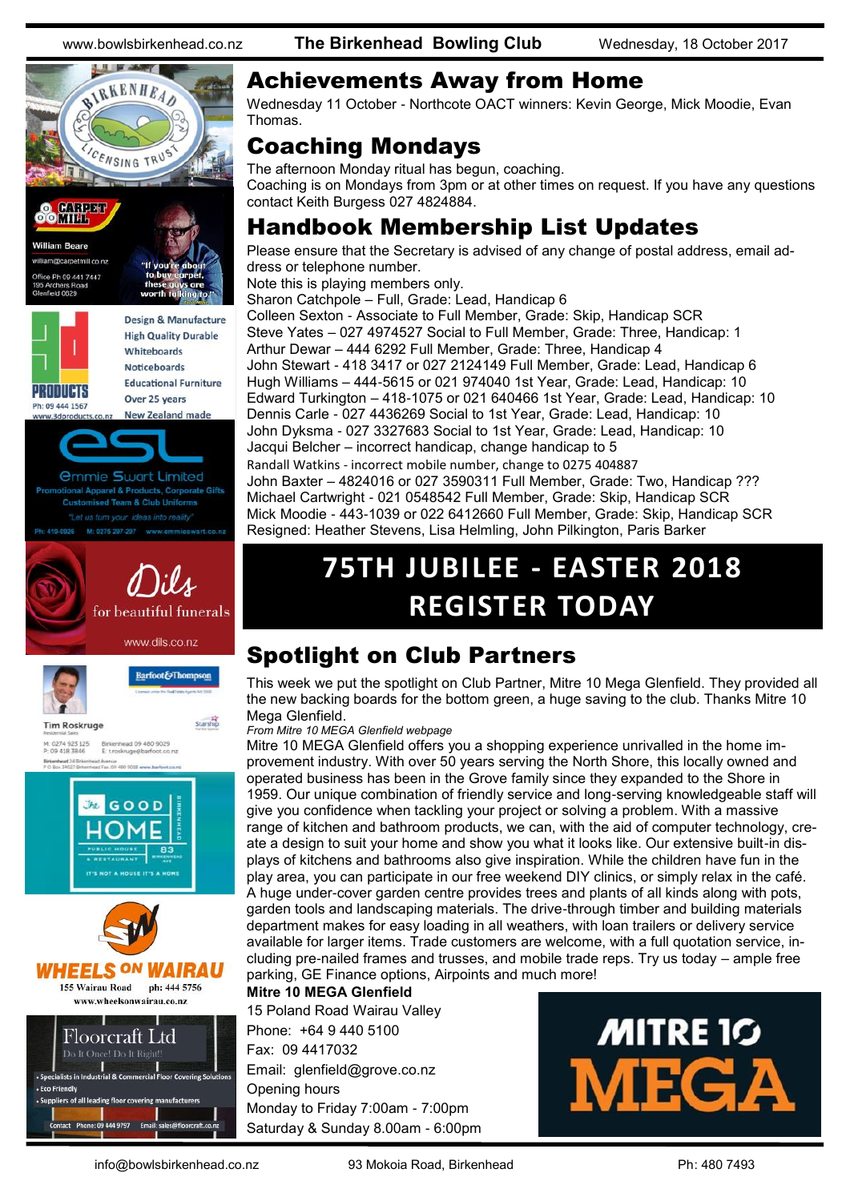## Achievements Away from Home

Wednesday 11 October - Northcote OACT winners: Kevin George, Mick Moodie, Evan Thomas.

## Coaching Mondays

The afternoon Monday ritual has begun, coaching.
Coaching is on Mondays from 3pm or at other times on request. If you have any questions contact Keith Burgess 027 4824884.

## Handbook Membership List Updates

Please ensure that the Secretary is advised of any change of postal address, email address or telephone number.
Note this is playing members only.
Sharon Catchpole – Full, Grade: Lead, Handicap 6
Colleen Sexton - Associate to Full Member, Grade: Skip, Handicap SCR
Steve Yates – 027 4974527 Social to Full Member, Grade: Three, Handicap: 1
Arthur Dewar – 444 6292 Full Member, Grade: Three, Handicap 4
John Stewart - 418 3417 or 027 2124149 Full Member, Grade: Lead, Handicap 6
Hugh Williams – 444-5615 or 021 974040 1st Year, Grade: Lead, Handicap: 10
Edward Turkington – 418-1075 or 021 640466 1st Year, Grade: Lead, Handicap: 10
Dennis Carle - 027 4436269 Social to 1st Year, Grade: Lead, Handicap: 10
John Dyksma - 027 3327683 Social to 1st Year, Grade: Lead, Handicap: 10
Jacqui Belcher – incorrect handicap, change handicap to 5
Randall Watkins - incorrect mobile number, change to 0275 404887
John Baxter – 4824016 or 027 3590311 Full Member, Grade: Two, Handicap ???
Michael Cartwright - 021 0548542 Full Member, Grade: Skip, Handicap SCR
Mick Moodie - 443-1039 or 022 6412660 Full Member, Grade: Skip, Handicap SCR
Resigned: Heather Stevens, Lisa Helmling, John Pilkington, Paris Barker

# 75TH JUBILEE - EASTER 2018 REGISTER TODAY

## Spotlight on Club Partners

This week we put the spotlight on Club Partner, Mitre 10 Mega Glenfield. They provided all the new backing boards for the bottom green, a huge saving to the club. Thanks Mitre 10 Mega Glenfield.

*From Mitre 10 MEGA Glenfield webpage*

Mitre 10 MEGA Glenfield offers you a shopping experience unrivalled in the home improvement industry. With over 50 years serving the North Shore, this locally owned and operated business has been in the Grove family since they expanded to the Shore in 1959. Our unique combination of friendly service and long-serving knowledgeable staff will give you confidence when tackling your project or solving a problem. With a massive range of kitchen and bathroom products, we can, with the aid of computer technology, create a design to suit your home and show you what it looks like. Our extensive built-in displays of kitchens and bathrooms also give inspiration. While the children have fun in the play area, you can participate in our free weekend DIY clinics, or simply relax in the café. A huge under-cover garden centre provides trees and plants of all kinds along with pots, garden tools and landscaping materials. The drive-through timber and building materials department makes for easy loading in all weathers, with loan trailers or delivery service available for larger items. Trade customers are welcome, with a full quotation service, including pre-nailed frames and trusses, and mobile trade reps. Try us today – ample free parking, GE Finance options, Airpoints and much more!

**Mitre 10 MEGA Glenfield**
15 Poland Road Wairau Valley
Phone: +64 9 440 5100
Fax: 09 4417032
Email: glenfield@grove.co.nz
Opening hours
Monday to Friday 7:00am - 7:00pm
Saturday & Sunday 8.00am - 6:00pm